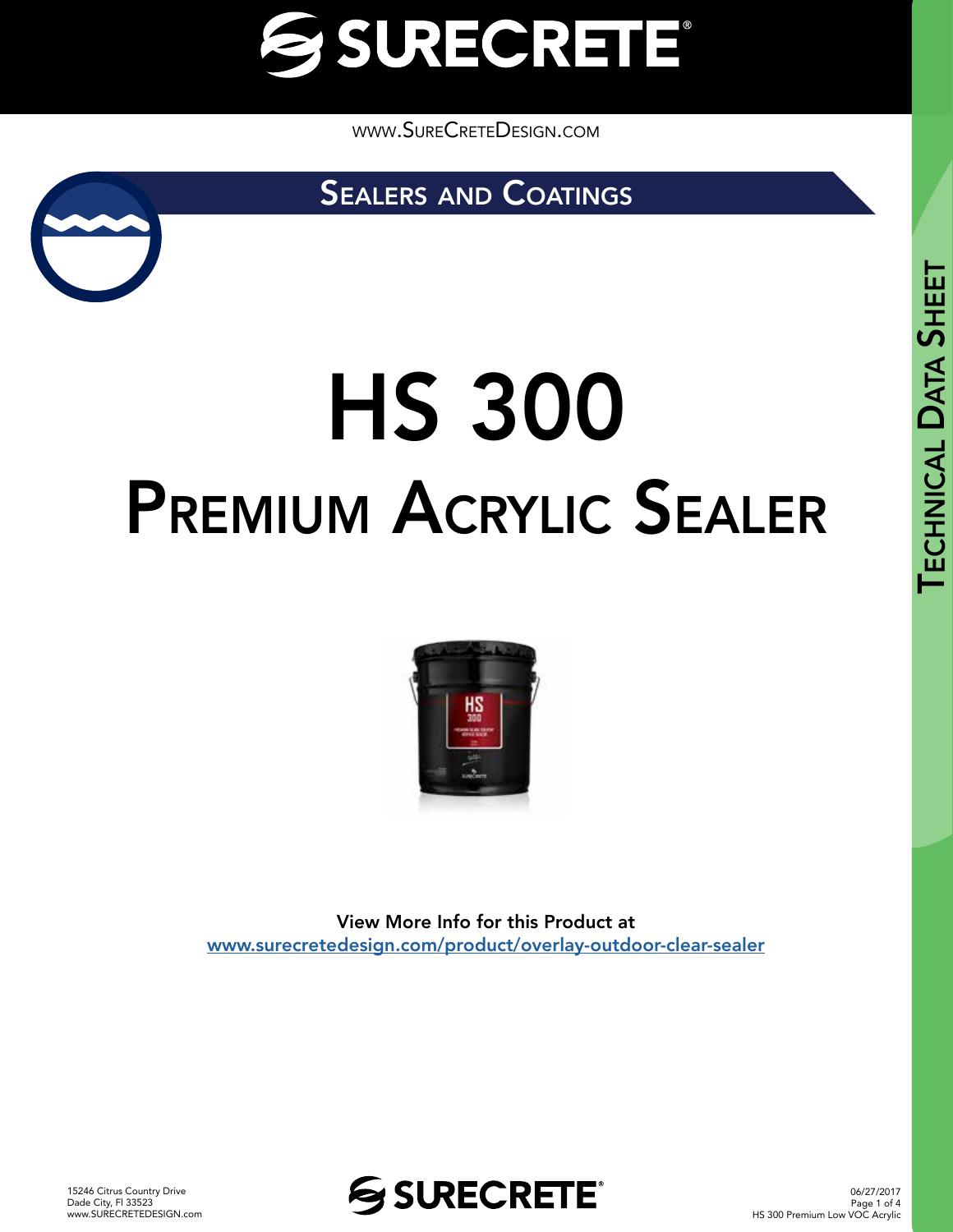# SURECRETE

WWW.SURECRETEDESIGN.COM

## SEALERS AND COATINGS

TECHNICAL DATA SHEET

# HS 300
# PREMIUM ACRYLIC SEALER

View More Info for this Product at
www.surecretedesign.com/product/overlay-outdoor-clear-sealer

15246 Citrus Country Drive
Dade City, Fl 33523
www.SURECRETEDESIGN.com

06/27/2017
HS 300 Premium Low VOC Acrylic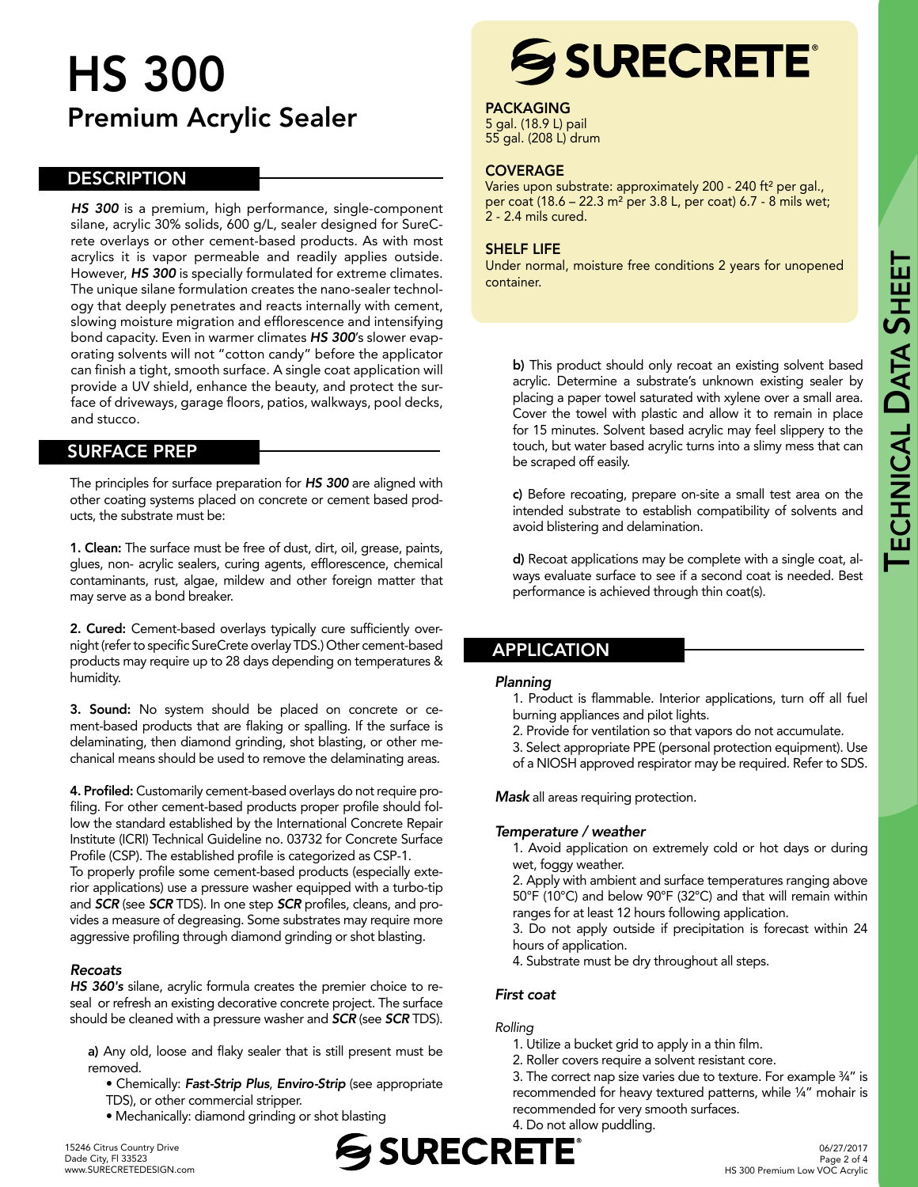# HS 300
## Premium Acrylic Sealer

## DESCRIPTION

***HS 300*** is a premium, high performance, single-component silane, acrylic 30% solids, 600 g/L, sealer designed for SureCrete overlays or other cement-based products. As with most acrylics it is vapor permeable and readily applies outside. However, ***HS 300*** is specially formulated for extreme climates. The unique silane formulation creates the nano-sealer technology that deeply penetrates and reacts internally with cement, slowing moisture migration and efflorescence and intensifying bond capacity. Even in warmer climates ***HS 300***'s slower evaporating solvents will not "cotton candy" before the applicator can finish a tight, smooth surface. A single coat application will provide a UV shield, enhance the beauty, and protect the surface of driveways, garage floors, patios, walkways, pool decks, and stucco.

## SURFACE PREP

The principles for surface preparation for ***HS 300*** are aligned with other coating systems placed on concrete or cement based products, the substrate must be:

**1. Clean:** The surface must be free of dust, dirt, oil, grease, paints, glues, non- acrylic sealers, curing agents, efflorescence, chemical contaminants, rust, algae, mildew and other foreign matter that may serve as a bond breaker.

**2. Cured:** Cement-based overlays typically cure sufficiently overnight (refer to specific SureCrete overlay TDS.) Other cement-based products may require up to 28 days depending on temperatures & humidity.

**3. Sound:** No system should be placed on concrete or cement-based products that are flaking or spalling. If the surface is delaminating, then diamond grinding, shot blasting, or other mechanical means should be used to remove the delaminating areas.

**4. Profiled:** Customarily cement-based overlays do not require profiling. For other cement-based products proper profile should follow the standard established by the International Concrete Repair Institute (ICRI) Technical Guideline no. 03732 for Concrete Surface Profile (CSP). The established profile is categorized as CSP-1.
To properly profile some cement-based products (especially exterior applications) use a pressure washer equipped with a turbo-tip and ***SCR*** (see ***SCR*** TDS). In one step ***SCR*** profiles, cleans, and provides a measure of degreasing. Some substrates may require more aggressive profiling through diamond grinding or shot blasting.

### *Recoats*

***HS 360's*** silane, acrylic formula creates the premier choice to reseal or refresh an existing decorative concrete project. The surface should be cleaned with a pressure washer and ***SCR*** (see ***SCR*** TDS).

**a)** Any old, loose and flaky sealer that is still present must be removed.

- Chemically: ***Fast-Strip Plus***, ***Enviro-Strip*** (see appropriate TDS), or other commercial stripper.
- Mechanically: diamond grinding or shot blasting

**b)** This product should only recoat an existing solvent based acrylic. Determine a substrate's unknown existing sealer by placing a paper towel saturated with xylene over a small area. Cover the towel with plastic and allow it to remain in place for 15 minutes. Solvent based acrylic may feel slippery to the touch, but water based acrylic turns into a slimy mess that can be scraped off easily.

**c)** Before recoating, prepare on-site a small test area on the intended substrate to establish compatibility of solvents and avoid blistering and delamination.

**d)** Recoat applications may be complete with a single coat, always evaluate surface to see if a second coat is needed. Best performance is achieved through thin coat(s).

**PACKAGING**
5 gal. (18.9 L) pail
55 gal. (208 L) drum

**COVERAGE**
Varies upon substrate: approximately 200 - 240 ft² per gal., per coat (18.6 – 22.3 m² per 3.8 L, per coat) 6.7 - 8 mils wet; 2 - 2.4 mils cured.

**SHELF LIFE**
Under normal, moisture free conditions 2 years for unopened container.

## APPLICATION

### *Planning*

1. Product is flammable. Interior applications, turn off all fuel burning appliances and pilot lights.
2. Provide for ventilation so that vapors do not accumulate.
3. Select appropriate PPE (personal protection equipment). Use of a NIOSH approved respirator may be required. Refer to SDS.

***Mask*** all areas requiring protection.

### *Temperature / weather*

1. Avoid application on extremely cold or hot days or during wet, foggy weather.
2. Apply with ambient and surface temperatures ranging above 50°F (10°C) and below 90°F (32°C) and that will remain within ranges for at least 12 hours following application.
3. Do not apply outside if precipitation is forecast within 24 hours of application.
4. Substrate must be dry throughout all steps.

### *First coat*

*Rolling*

1. Utilize a bucket grid to apply in a thin film.
2. Roller covers require a solvent resistant core.
3. The correct nap size varies due to texture. For example ¾" is recommended for heavy textured patterns, while ¼" mohair is recommended for very smooth surfaces.
4. Do not allow puddling.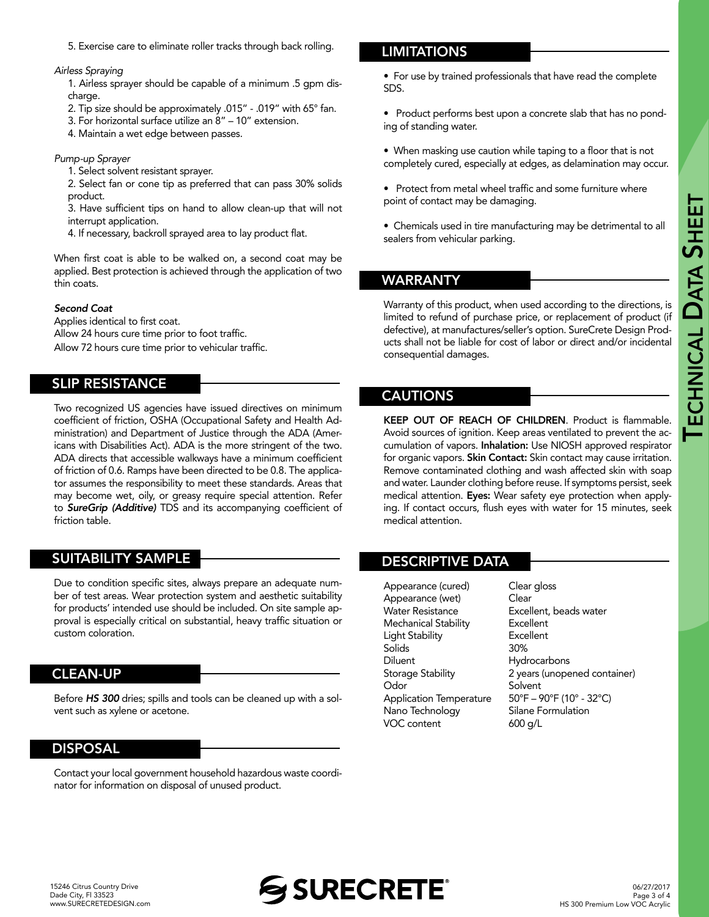5. Exercise care to eliminate roller tracks through back rolling.

*Airless Spraying*

1. Airless sprayer should be capable of a minimum .5 gpm discharge.
2. Tip size should be approximately .015" - .019" with 65° fan.
3. For horizontal surface utilize an 8" – 10" extension.
4. Maintain a wet edge between passes.

*Pump-up Sprayer*

1. Select solvent resistant sprayer.
2. Select fan or cone tip as preferred that can pass 30% solids product.
3. Have sufficient tips on hand to allow clean-up that will not interrupt application.
4. If necessary, backroll sprayed area to lay product flat.

When first coat is able to be walked on, a second coat may be applied. Best protection is achieved through the application of two thin coats.

***Second Coat***

Applies identical to first coat.
Allow 24 hours cure time prior to foot traffic.
Allow 72 hours cure time prior to vehicular traffic.

## SLIP RESISTANCE

Two recognized US agencies have issued directives on minimum coefficient of friction, OSHA (Occupational Safety and Health Administration) and Department of Justice through the ADA (Americans with Disabilities Act). ADA is the more stringent of the two. ADA directs that accessible walkways have a minimum coefficient of friction of 0.6. Ramps have been directed to be 0.8. The applicator assumes the responsibility to meet these standards. Areas that may become wet, oily, or greasy require special attention. Refer to ***SureGrip (Additive)*** TDS and its accompanying coefficient of friction table.

## SUITABILITY SAMPLE

Due to condition specific sites, always prepare an adequate number of test areas. Wear protection system and aesthetic suitability for products' intended use should be included. On site sample approval is especially critical on substantial, heavy traffic situation or custom coloration.

## CLEAN-UP

Before ***HS 300*** dries; spills and tools can be cleaned up with a solvent such as xylene or acetone.

## DISPOSAL

Contact your local government household hazardous waste coordinator for information on disposal of unused product.

## LIMITATIONS

- For use by trained professionals that have read the complete SDS.
- Product performs best upon a concrete slab that has no ponding of standing water.
- When masking use caution while taping to a floor that is not completely cured, especially at edges, as delamination may occur.
- Protect from metal wheel traffic and some furniture where point of contact may be damaging.
- Chemicals used in tire manufacturing may be detrimental to all sealers from vehicular parking.

## WARRANTY

Warranty of this product, when used according to the directions, is limited to refund of purchase price, or replacement of product (if defective), at manufactures/seller's option. SureCrete Design Products shall not be liable for cost of labor or direct and/or incidental consequential damages.

## CAUTIONS

**KEEP OUT OF REACH OF CHILDREN**. Product is flammable. Avoid sources of ignition. Keep areas ventilated to prevent the accumulation of vapors. **Inhalation:** Use NIOSH approved respirator for organic vapors. **Skin Contact:** Skin contact may cause irritation. Remove contaminated clothing and wash affected skin with soap and water. Launder clothing before reuse. If symptoms persist, seek medical attention. **Eyes:** Wear safety eye protection when applying. If contact occurs, flush eyes with water for 15 minutes, seek medical attention.

## DESCRIPTIVE DATA

| | |
|---|---|
| Appearance (cured) | Clear gloss |
| Appearance (wet) | Clear |
| Water Resistance | Excellent, beads water |
| Mechanical Stability | Excellent |
| Light Stability | Excellent |
| Solids | 30% |
| Diluent | Hydrocarbons |
| Storage Stability | 2 years (unopened container) |
| Odor | Solvent |
| Application Temperature | 50°F – 90°F (10° - 32°C) |
| Nano Technology | Silane Formulation |
| VOC content | 600 g/L |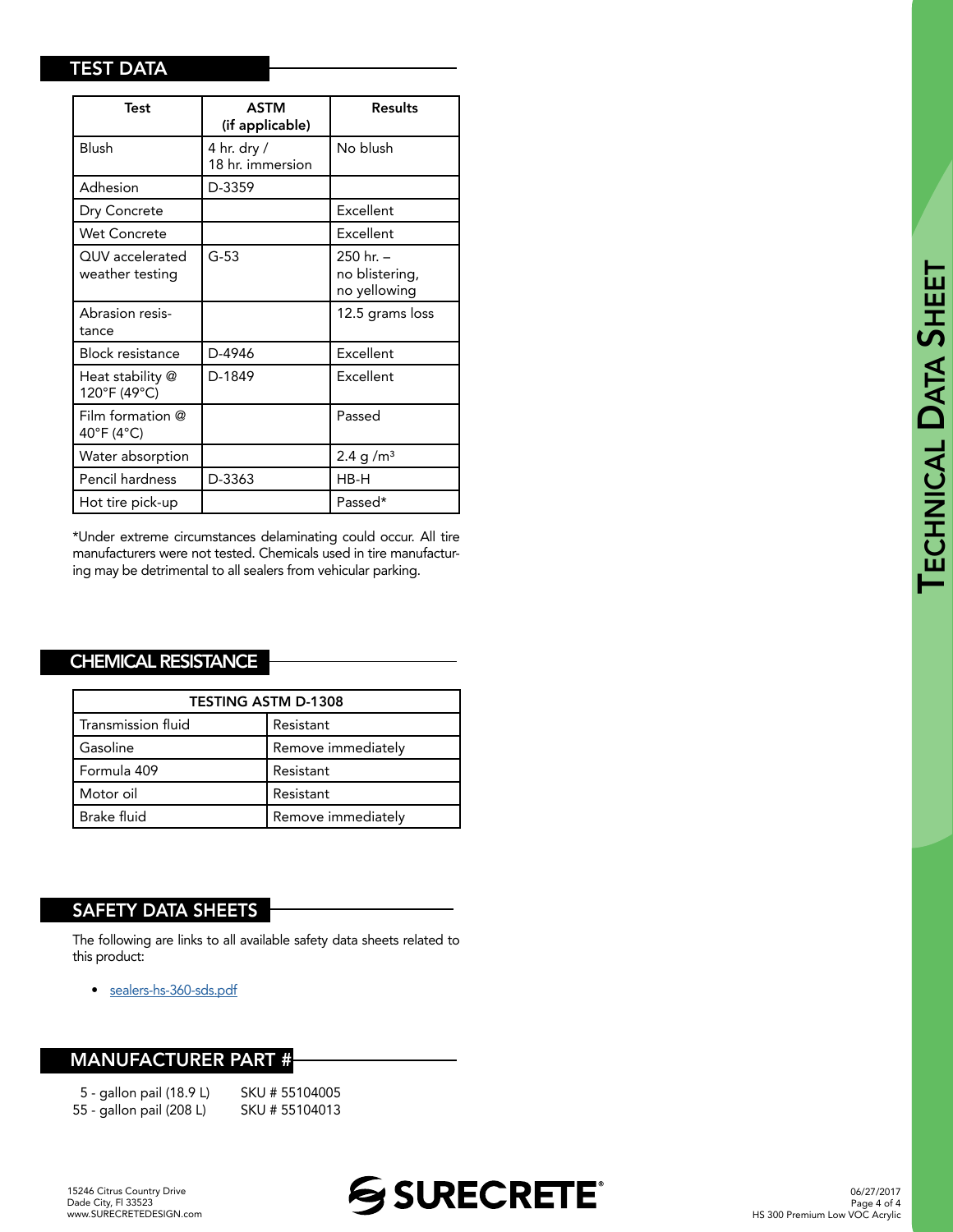## TEST DATA

| Test | ASTM (if applicable) | Results |
| --- | --- | --- |
| Blush | 4 hr. dry / 18 hr. immersion | No blush |
| Adhesion | D-3359 | |
| Dry Concrete | | Excellent |
| Wet Concrete | | Excellent |
| QUV accelerated weather testing | G-53 | 250 hr. – no blistering, no yellowing |
| Abrasion resistance | | 12.5 grams loss |
| Block resistance | D-4946 | Excellent |
| Heat stability @ 120°F (49°C) | D-1849 | Excellent |
| Film formation @ 40°F (4°C) | | Passed |
| Water absorption | | 2.4 g /$m^3$ |
| Pencil hardness | D-3363 | HB-H |
| Hot tire pick-up | | Passed* |

*Under extreme circumstances delaminating could occur. All tire manufacturers were not tested. Chemicals used in tire manufacturing may be detrimental to all sealers from vehicular parking.

## CHEMICAL RESISTANCE

| TESTING ASTM D-1308 | |
| --- | --- |
| Transmission fluid | Resistant |
| Gasoline | Remove immediately |
| Formula 409 | Resistant |
| Motor oil | Resistant |
| Brake fluid | Remove immediately |

## SAFETY DATA SHEETS

The following are links to all available safety data sheets related to this product:

- sealers-hs-360-sds.pdf

## MANUFACTURER PART #

5 - gallon pail (18.9 L) SKU # 55104005
55 - gallon pail (208 L) SKU # 55104013

15246 Citrus Country Drive
Dade City, Fl 33523
www.SURECRETEDESIGN.com

SURECRETE®

06/27/2017
HS 300 Premium Low VOC Acrylic